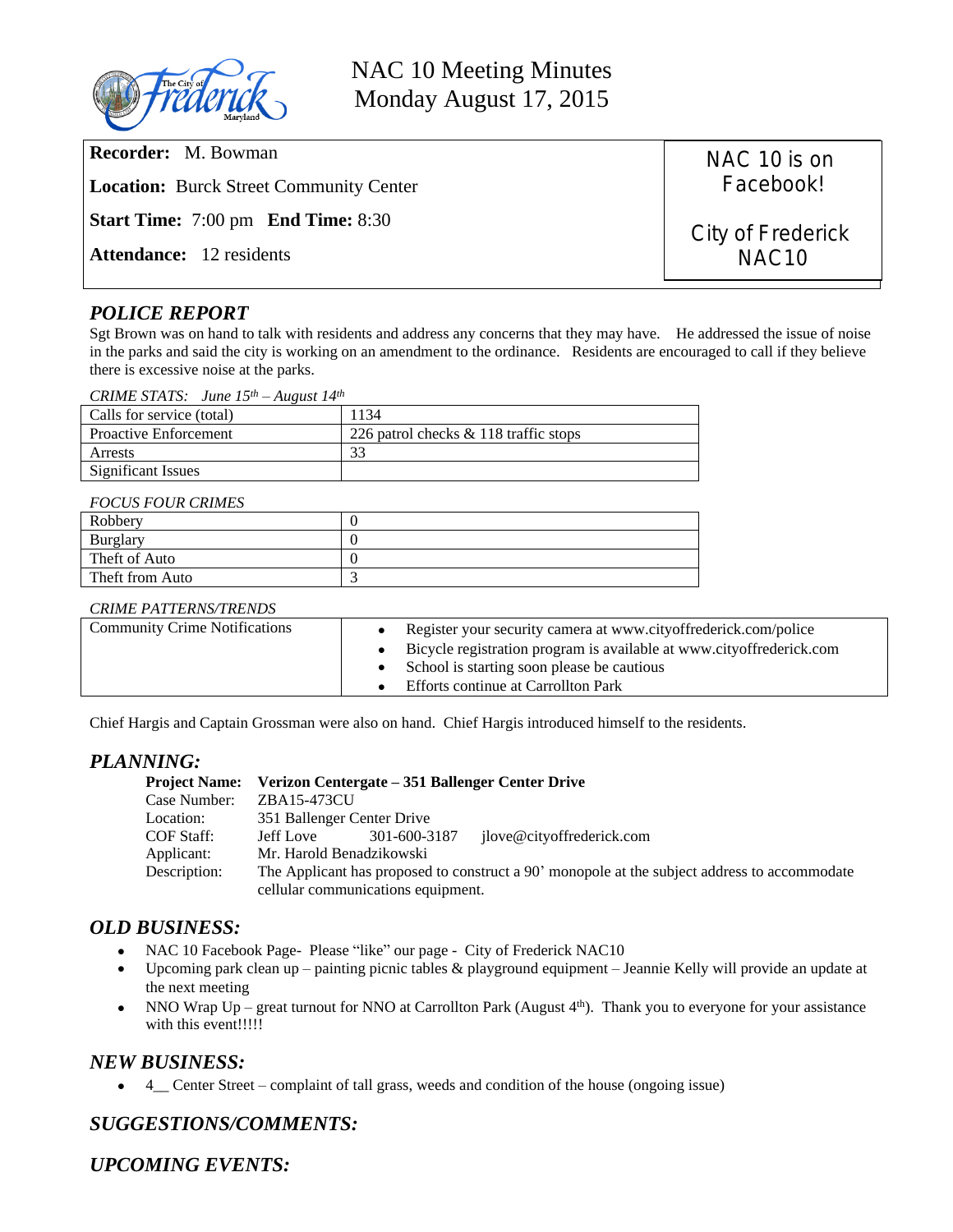# NAC 10 Meeting Minutes
## Monday August 17, 2015

**Recorder:** M. Bowman

**Location:** Burck Street Community Center

**Start Time:** 7:00 pm **End Time:** 8:30

**Attendance:** 12 residents

NAC 10 is on Facebook!

City of Frederick NAC10

## *POLICE REPORT*

Sgt Brown was on hand to talk with residents and address any concerns that they may have. He addressed the issue of noise in the parks and said the city is working on an amendment to the ordinance. Residents are encouraged to call if they believe there is excessive noise at the parks.

*CRIME STATS: June 15th – August 14th*

| | |
|---|---|
| Calls for service (total) | 1134 |
| Proactive Enforcement | 226 patrol checks & 118 traffic stops |
| Arrests | 33 |
| Significant Issues | |

*FOCUS FOUR CRIMES*

| | |
|---|---|
| Robbery | 0 |
| Burglary | 0 |
| Theft of Auto | 0 |
| Theft from Auto | 3 |

*CRIME PATTERNS/TRENDS*

| | |
|---|---|
| Community Crime Notifications | • Register your security camera at www.cityoffrederick.com/police<br>• Bicycle registration program is available at www.cityoffrederick.com<br>• School is starting soon please be cautious<br>• Efforts continue at Carrollton Park |

Chief Hargis and Captain Grossman were also on hand. Chief Hargis introduced himself to the residents.

## *PLANNING:*

**Project Name:** **Verizon Centergate – 351 Ballenger Center Drive**
Case Number: ZBA15-473CU
Location: 351 Ballenger Center Drive
COF Staff: Jeff Love 301-600-3187 jlove@cityoffrederick.com
Applicant: Mr. Harold Benadzikowski
Description: The Applicant has proposed to construct a 90' monopole at the subject address to accommodate cellular communications equipment.

## *OLD BUSINESS:*

- NAC 10 Facebook Page- Please "like" our page - City of Frederick NAC10
- Upcoming park clean up – painting picnic tables & playground equipment – Jeannie Kelly will provide an update at the next meeting
- NNO Wrap Up – great turnout for NNO at Carrollton Park (August 4th). Thank you to everyone for your assistance with this event!!!!!

## *NEW BUSINESS:*

- 4__ Center Street – complaint of tall grass, weeds and condition of the house (ongoing issue)

## *SUGGESTIONS/COMMENTS:*

## *UPCOMING EVENTS:*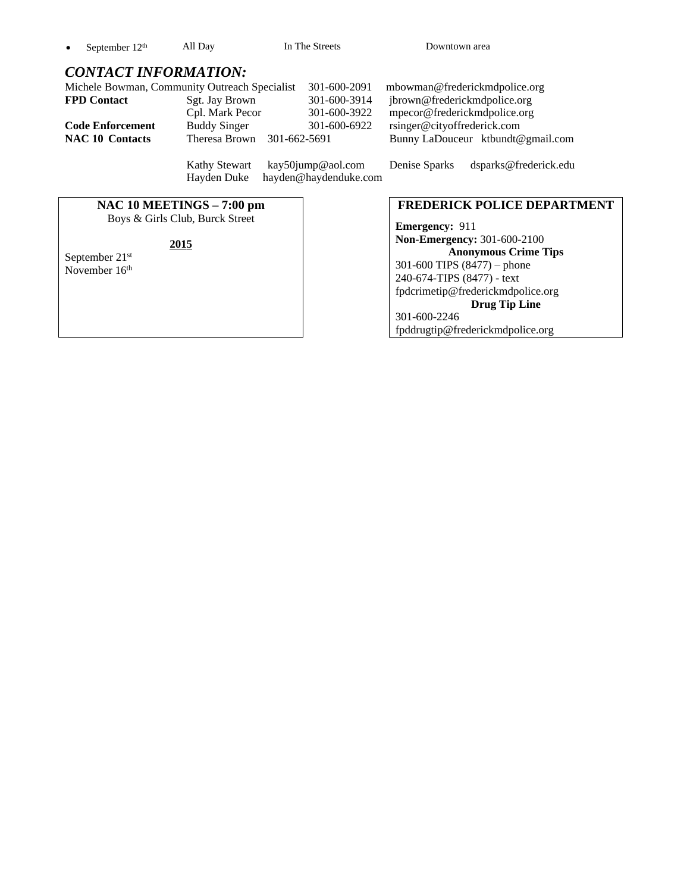- September 12th All Day In The Streets Downtown area

## *CONTACT INFORMATION:*

| | | | |
|---|---|---|---|
| Michele Bowman, Community Outreach Specialist | | 301-600-2091 | mbowman@frederickmdpolice.org |
| **FPD Contact** | Sgt. Jay Brown | 301-600-3914 | jbrown@frederickmdpolice.org |
| | Cpl. Mark Pecor | 301-600-3922 | mpecor@frederickmdpolice.org |
| **Code Enforcement** | Buddy Singer | 301-600-6922 | rsinger@cityoffrederick.com |
| **NAC 10 Contacts** | Theresa Brown | 301-662-5691 | Bunny LaDouceur ktbundt@gmail.com |
| | Kathy Stewart | kay50jump@aol.com | Denise Sparks dsparks@frederick.edu |
| | Hayden Duke | hayden@haydenduke.com | |

**NAC 10 MEETINGS – 7:00 pm**

Boys & Girls Club, Burck Street

**2015**

September 21st
November 16th

**FREDERICK POLICE DEPARTMENT**

**Emergency:** 911
**Non-Emergency:** 301-600-2100

**Anonymous Crime Tips**

301-600 TIPS (8477) – phone
240-674-TIPS (8477) - text
fpdcrimetip@frederickmdpolice.org

**Drug Tip Line**

301-600-2246
fpddrugtip@frederickmdpolice.org